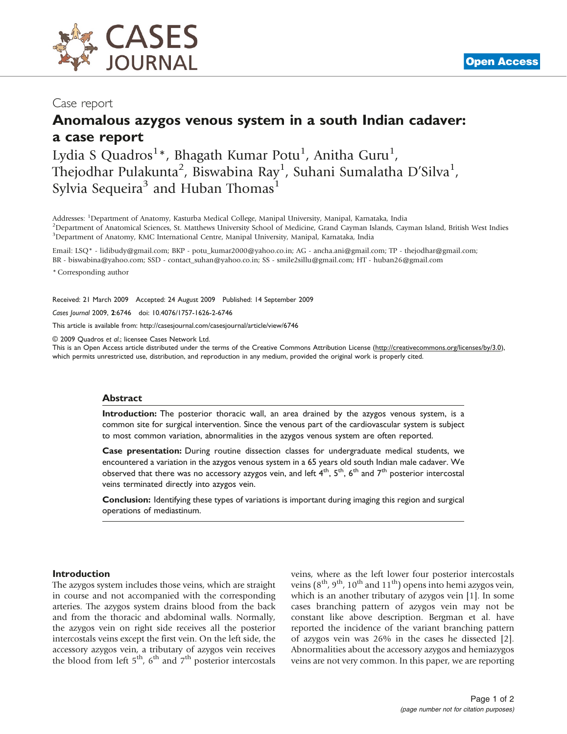Case report

# Anomalous azygos venous system in a south Indian cadaver: a case report

Lydia S Quadros[1]*, Bhagath Kumar Potu[1], Anitha Guru[1], Thejodhar Pulakunta[2], Biswabina Ray[1], Suhani Sumalatha D'Silva[1], Sylvia Sequeira[3] and Huban Thomas[1]

Addresses: [1]Department of Anatomy, Kasturba Medical College, Manipal University, Manipal, Karnataka, India
[2]Department of Anatomical Sciences, St. Matthews University School of Medicine, Grand Cayman Islands, Cayman Island, British West Indies
[3]Department of Anatomy, KMC International Centre, Manipal University, Manipal, Karnataka, India

Email: LSQ* - lidibudy@gmail.com; BKP - potu_kumar2000@yahoo.co.in; AG - ancha.ani@gmail.com; TP - thejodhar@gmail.com; BR - biswabina@yahoo.com; SSD - contact_suhan@yahoo.co.in; SS - smile2sillu@gmail.com; HT - huban26@gmail.com

* Corresponding author

Received: 21 March 2009 Accepted: 24 August 2009 Published: 14 September 2009

*Cases Journal* 2009, **2**:6746 doi: 10.4076/1757-1626-2-6746

This article is available from: http://casesjournal.com/casesjournal/article/view/6746

© 2009 Quadros *et al.*; licensee Cases Network Ltd.
This is an Open Access article distributed under the terms of the Creative Commons Attribution License (http://creativecommons.org/licenses/by/3.0), which permits unrestricted use, distribution, and reproduction in any medium, provided the original work is properly cited.

## Abstract

**Introduction:** The posterior thoracic wall, an area drained by the azygos venous system, is a common site for surgical intervention. Since the venous part of the cardiovascular system is subject to most common variation, abnormalities in the azygos venous system are often reported.

**Case presentation:** During routine dissection classes for undergraduate medical students, we encountered a variation in the azygos venous system in a 65 years old south Indian male cadaver. We observed that there was no accessory azygos vein, and left 4th, 5th, 6th and 7th posterior intercostal veins terminated directly into azygos vein.

**Conclusion:** Identifying these types of variations is important during imaging this region and surgical operations of mediastinum.

## Introduction

The azygos system includes those veins, which are straight in course and not accompanied with the corresponding arteries. The azygos system drains blood from the back and from the thoracic and abdominal walls. Normally, the azygos vein on right side receives all the posterior intercostals veins except the first vein. On the left side, the accessory azygos vein, a tributary of azygos vein receives the blood from left 5th, 6th and 7th posterior intercostals veins, where as the left lower four posterior intercostals veins (8th, 9th, 10th and 11th) opens into hemi azygos vein, which is an another tributary of azygos vein [1]. In some cases branching pattern of azygos vein may not be constant like above description. Bergman et al. have reported the incidence of the variant branching pattern of azygos vein was 26% in the cases he dissected [2]. Abnormalities about the accessory azygos and hemiazygos veins are not very common. In this paper, we are reporting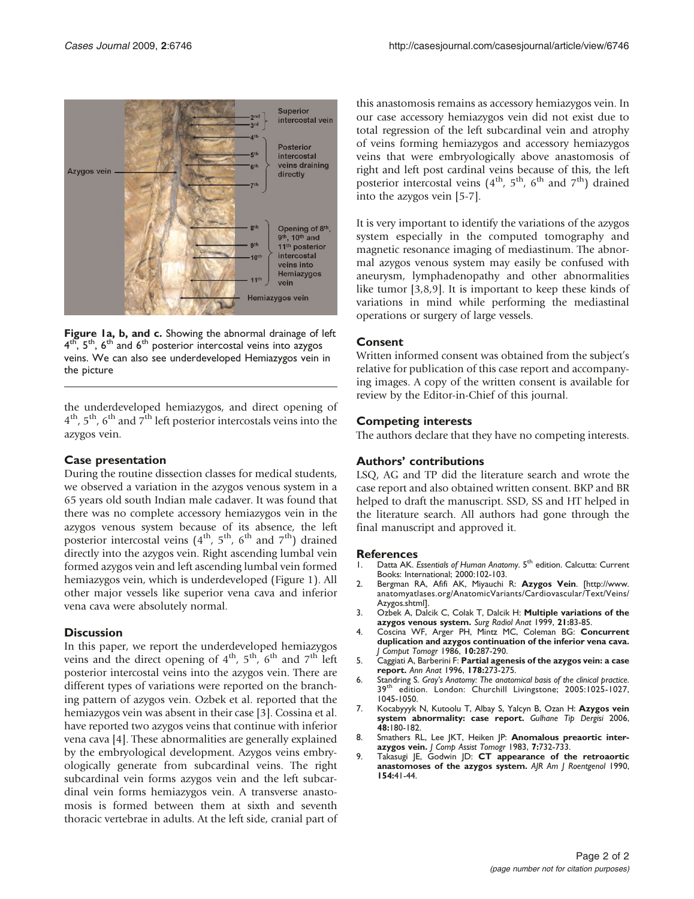Superior intercostal vein

2nd
3rd
4th
5th
6th
7th

Posterior intercostal veins draining directly

Azygos vein

8th
9th
10th
11th

Opening of 8th, 9th, 10th and 11th posterior intercostal veins into Hemiazygos vein

Hemiazygos vein

**Figure 1a, b, and c.** Showing the abnormal drainage of left 4th, 5th, 6th and 6th posterior intercostal veins into azygos veins. We can also see underdeveloped Hemiazygos vein in the picture

the underdeveloped hemiazygos, and direct opening of 4th, 5th, 6th and 7th left posterior intercostals veins into the azygos vein.

## Case presentation

During the routine dissection classes for medical students, we observed a variation in the azygos venous system in a 65 years old south Indian male cadaver. It was found that there was no complete accessory hemiazygos vein in the azygos venous system because of its absence, the left posterior intercostal veins (4th, 5th, 6th and 7th) drained directly into the azygos vein. Right ascending lumbal vein formed azygos vein and left ascending lumbal vein formed hemiazygos vein, which is underdeveloped (Figure 1). All other major vessels like superior vena cava and inferior vena cava were absolutely normal.

## Discussion

In this paper, we report the underdeveloped hemiazygos veins and the direct opening of 4th, 5th, 6th and 7th left posterior intercostal veins into the azygos vein. There are different types of variations were reported on the branching pattern of azygos vein. Ozbek et al. reported that the hemiazygos vein was absent in their case [3]. Cossina et al. have reported two azygos veins that continue with inferior vena cava [4]. These abnormalities are generally explained by the embryological development. Azygos veins embryologically generate from subcardinal veins. The right subcardinal vein forms azygos vein and the left subcardinal vein forms hemiazygos vein. A transverse anastomosis is formed between them at sixth and seventh thoracic vertebrae in adults. At the left side, cranial part of this anastomosis remains as accessory hemiazygos vein. In our case accessory hemiazygos vein did not exist due to total regression of the left subcardinal vein and atrophy of veins forming hemiazygos and accessory hemiazygos veins that were embryologically above anastomosis of right and left post cardinal veins because of this, the left posterior intercostal veins (4th, 5th, 6th and 7th) drained into the azygos vein [5-7].

It is very important to identify the variations of the azygos system especially in the computed tomography and magnetic resonance imaging of mediastinum. The abnormal azygos venous system may easily be confused with aneurysm, lymphadenopathy and other abnormalities like tumor [3,8,9]. It is important to keep these kinds of variations in mind while performing the mediastinal operations or surgery of large vessels.

## Consent

Written informed consent was obtained from the subject's relative for publication of this case report and accompanying images. A copy of the written consent is available for review by the Editor-in-Chief of this journal.

## Competing interests

The authors declare that they have no competing interests.

## Authors' contributions

LSQ, AG and TP did the literature search and wrote the case report and also obtained written consent. BKP and BR helped to draft the manuscript. SSD, SS and HT helped in the literature search. All authors had gone through the final manuscript and approved it.

## References

1. Datta AK. *Essentials of Human Anatomy*. 5th edition. Calcutta: Current Books: International; 2000:102-103.
2. Bergman RA, Afifi AK, Miyauchi R: **Azygos Vein**. [http://www.anatomyatlases.org/AnatomicVariants/Cardiovascular/Text/Veins/Azygos.shtml].
3. Ozbek A, Dalcik C, Colak T, Dalcik H: **Multiple variations of the azygos venous system.** *Surg Radiol Anat* 1999, **21:**83-85.
4. Coscina WF, Arger PH, Mintz MC, Coleman BG: **Concurrent duplication and azygos continuation of the inferior vena cava.** *J Comput Tomogr* 1986, **10:**287-290.
5. Caggiati A, Barberini F: **Partial agenesis of the azygos vein: a case report.** *Ann Anat* 1996, **178:**273-275.
6. Standring S. *Gray's Anatomy: The anatomical basis of the clinical practice*. 39th edition. London: Churchill Livingstone; 2005:1025-1027, 1045-1050.
7. Kocabyyyk N, Kutoolu T, Albay S, Yalcyn B, Ozan H: **Azygos vein system abnormality: case report.** *Gulhane Tip Dergisi* 2006, **48:**180-182.
8. Smathers RL, Lee JKT, Heiken JP: **Anomalous preaortic interazygos vein.** *J Comp Assist Tomogr* 1983, **7:**732-733.
9. Takasugi JE, Godwin JD: **CT appearance of the retroaortic anastomoses of the azygos system.** *AJR Am J Roentgenol* 1990, **154:**41-44.